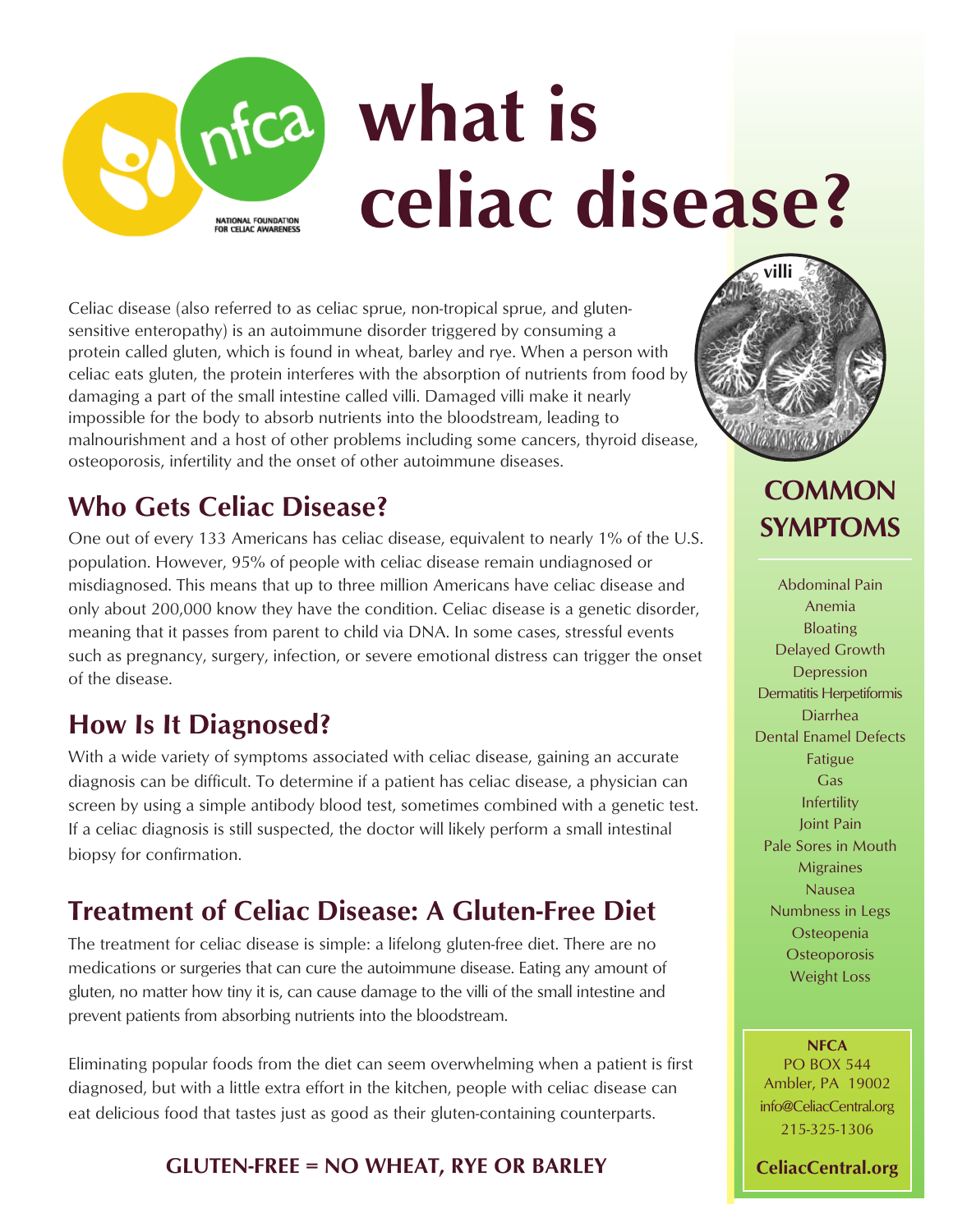# what is celiac disease?

NATIONAL FOUNDATION FOR CELIAC AWARENESS

Celiac disease (also referred to as celiac sprue, non-tropical sprue, and gluten-sensitive enteropathy) is an autoimmune disorder triggered by consuming a protein called gluten, which is found in wheat, barley and rye. When a person with celiac eats gluten, the protein interferes with the absorption of nutrients from food by damaging a part of the small intestine called villi. Damaged villi make it nearly impossible for the body to absorb nutrients into the bloodstream, leading to malnourishment and a host of other problems including some cancers, thyroid disease, osteoporosis, infertility and the onset of other autoimmune diseases.

## Who Gets Celiac Disease?

One out of every 133 Americans has celiac disease, equivalent to nearly 1% of the U.S. population. However, 95% of people with celiac disease remain undiagnosed or misdiagnosed. This means that up to three million Americans have celiac disease and only about 200,000 know they have the condition. Celiac disease is a genetic disorder, meaning that it passes from parent to child via DNA. In some cases, stressful events such as pregnancy, surgery, infection, or severe emotional distress can trigger the onset of the disease.

## How Is It Diagnosed?

With a wide variety of symptoms associated with celiac disease, gaining an accurate diagnosis can be difficult. To determine if a patient has celiac disease, a physician can screen by using a simple antibody blood test, sometimes combined with a genetic test. If a celiac diagnosis is still suspected, the doctor will likely perform a small intestinal biopsy for confirmation.

## Treatment of Celiac Disease: A Gluten-Free Diet

The treatment for celiac disease is simple: a lifelong gluten-free diet. There are no medications or surgeries that can cure the autoimmune disease. Eating any amount of gluten, no matter how tiny it is, can cause damage to the villi of the small intestine and prevent patients from absorbing nutrients into the bloodstream.

Eliminating popular foods from the diet can seem overwhelming when a patient is first diagnosed, but with a little extra effort in the kitchen, people with celiac disease can eat delicious food that tastes just as good as their gluten-containing counterparts.

**GLUTEN-FREE = NO WHEAT, RYE OR BARLEY**

villi

## COMMON SYMPTOMS

- Abdominal Pain
- Anemia
- Bloating
- Delayed Growth
- Depression
- Dermatitis Herpetiformis
- Diarrhea
- Dental Enamel Defects
- Fatigue
- Gas
- Infertility
- Joint Pain
- Pale Sores in Mouth
- Migraines
- Nausea
- Numbness in Legs
- Osteopenia
- Osteoporosis
- Weight Loss

**NFCA**
PO BOX 544
Ambler, PA 19002
info@CeliacCentral.org
215-325-1306

**CeliacCentral.org**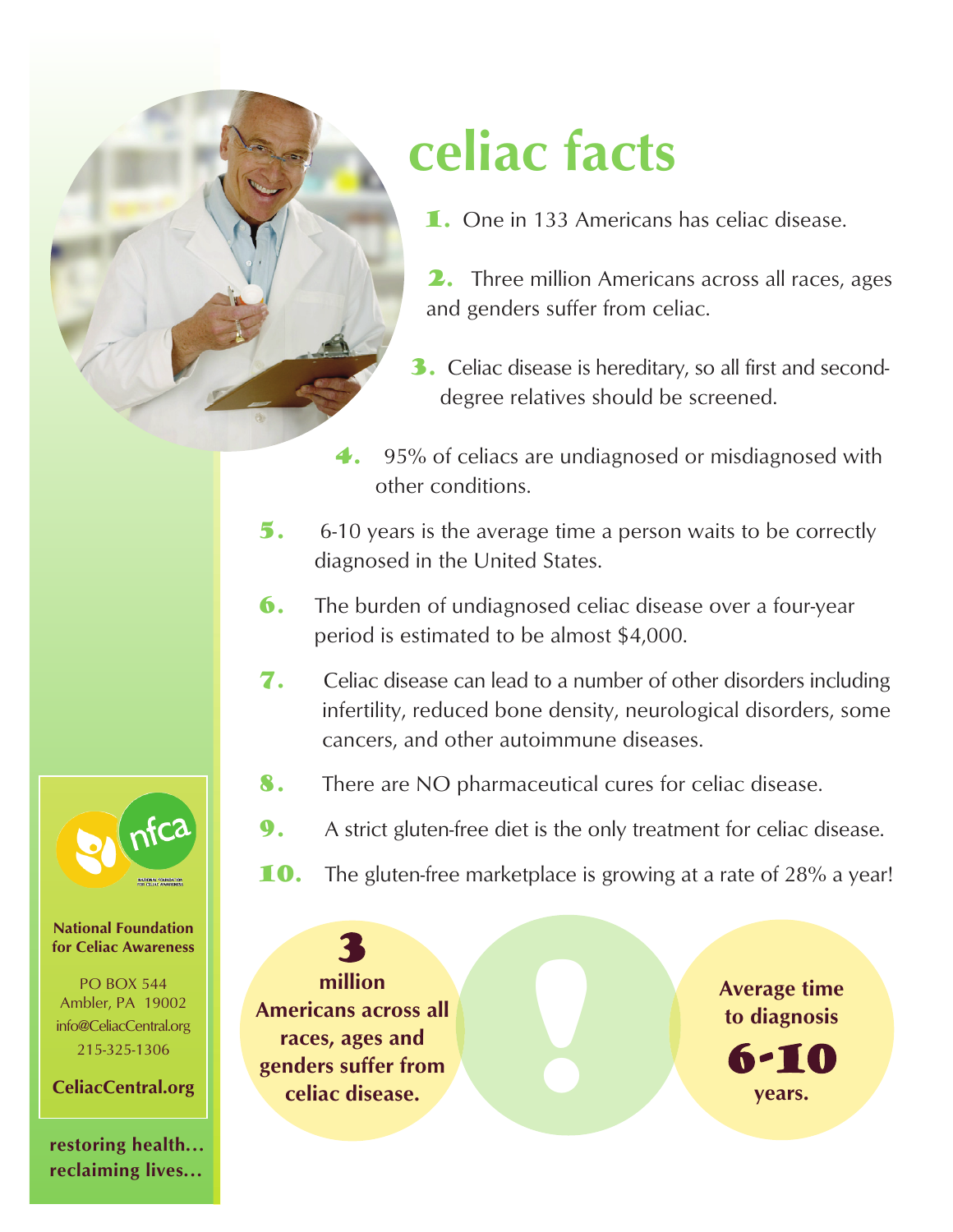# celiac facts

1. One in 133 Americans has celiac disease.
2. Three million Americans across all races, ages and genders suffer from celiac.
3. Celiac disease is hereditary, so all first and second-degree relatives should be screened.
4. 95% of celiacs are undiagnosed or misdiagnosed with other conditions.
5. 6-10 years is the average time a person waits to be correctly diagnosed in the United States.
6. The burden of undiagnosed celiac disease over a four-year period is estimated to be almost $4,000.
7. Celiac disease can lead to a number of other disorders including infertility, reduced bone density, neurological disorders, some cancers, and other autoimmune diseases.
8. There are NO pharmaceutical cures for celiac disease.
9. A strict gluten-free diet is the only treatment for celiac disease.
10. The gluten-free marketplace is growing at a rate of 28% a year!

**3 million Americans across all races, ages and genders suffer from celiac disease.**

**!**

**Average time to diagnosis 6-10 years.**

nfca

NATIONAL FOUNDATION FOR CELIAC AWARENESS

**National Foundation for Celiac Awareness**

PO BOX 544
Ambler, PA 19002
info@CeliacCentral.org
215-325-1306

**CeliacCentral.org**

**restoring health... reclaiming lives...**